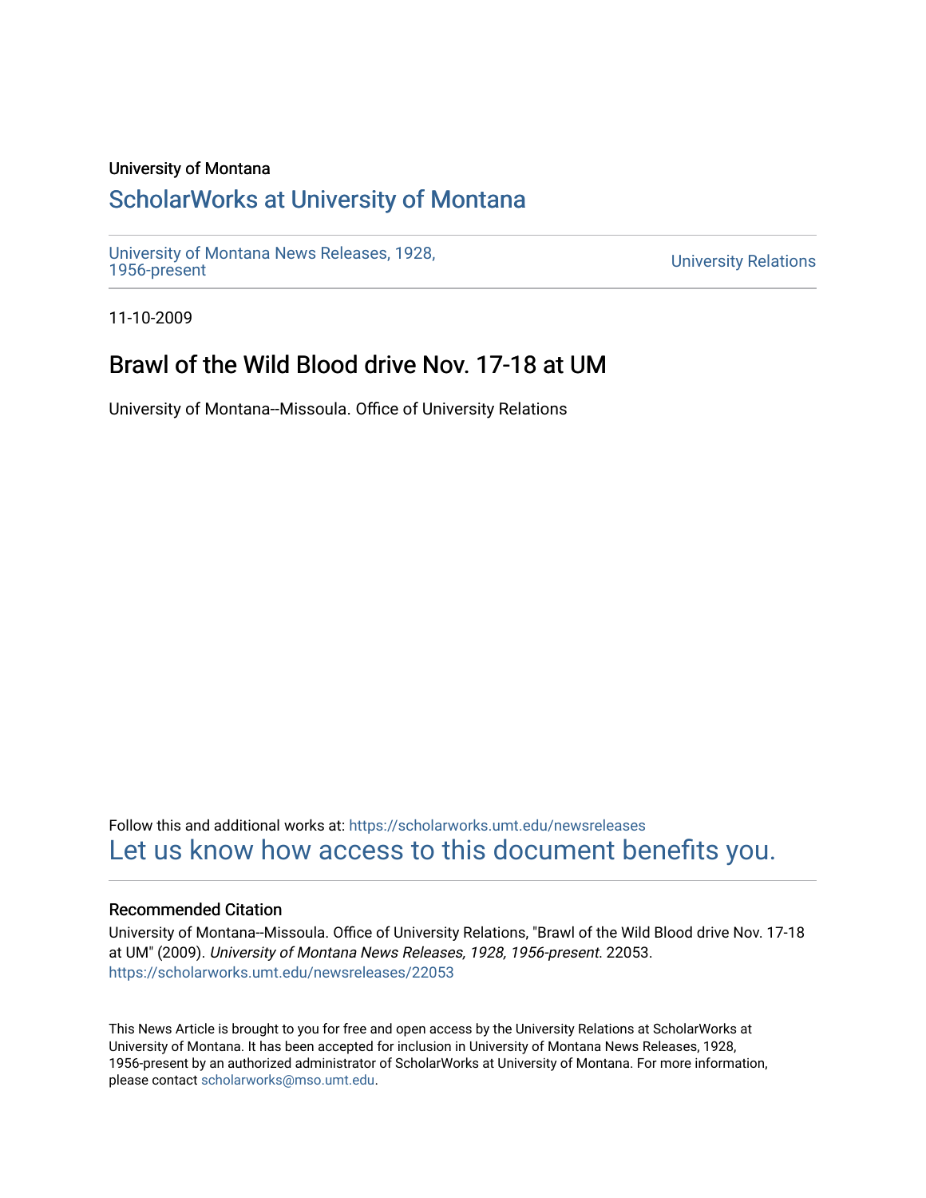University of Montana

# ScholarWorks at University of Montana

University of Montana News Releases, 1928, 1956-present

University Relations

11-10-2009

## Brawl of the Wild Blood drive Nov. 17-18 at UM

University of Montana--Missoula. Office of University Relations

Follow this and additional works at: https://scholarworks.umt.edu/newsreleases

Let us know how access to this document benefits you.

### Recommended Citation

University of Montana--Missoula. Office of University Relations, "Brawl of the Wild Blood drive Nov. 17-18 at UM" (2009). *University of Montana News Releases, 1928, 1956-present*. 22053.
https://scholarworks.umt.edu/newsreleases/22053

This News Article is brought to you for free and open access by the University Relations at ScholarWorks at University of Montana. It has been accepted for inclusion in University of Montana News Releases, 1928, 1956-present by an authorized administrator of ScholarWorks at University of Montana. For more information, please contact scholarworks@mso.umt.edu.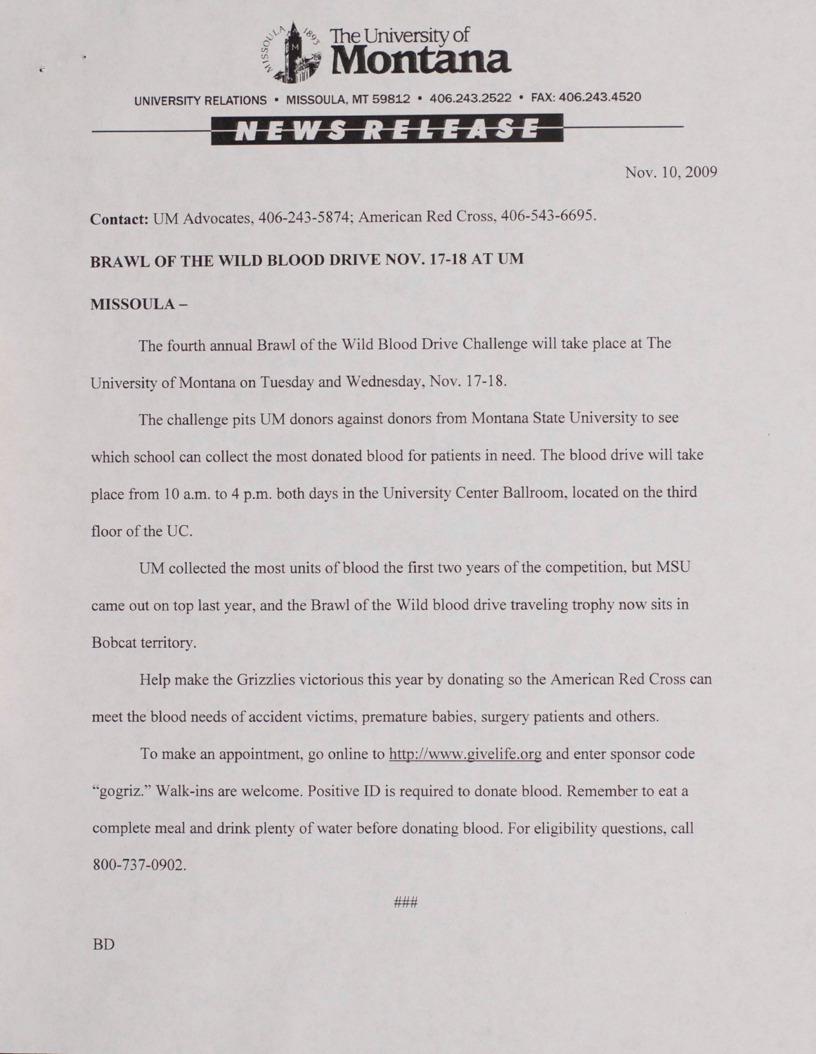The University of Montana

UNIVERSITY RELATIONS • MISSOULA, MT 59812 • 406.243.2522 • FAX: 406.243.4520

NEWS RELEASE

Nov. 10, 2009

**Contact:** UM Advocates, 406-243-5874; American Red Cross, 406-543-6695.

**BRAWL OF THE WILD BLOOD DRIVE NOV. 17-18 AT UM**

**MISSOULA –**

The fourth annual Brawl of the Wild Blood Drive Challenge will take place at The University of Montana on Tuesday and Wednesday, Nov. 17-18.

The challenge pits UM donors against donors from Montana State University to see which school can collect the most donated blood for patients in need. The blood drive will take place from 10 a.m. to 4 p.m. both days in the University Center Ballroom, located on the third floor of the UC.

UM collected the most units of blood the first two years of the competition, but MSU came out on top last year, and the Brawl of the Wild blood drive traveling trophy now sits in Bobcat territory.

Help make the Grizzlies victorious this year by donating so the American Red Cross can meet the blood needs of accident victims, premature babies, surgery patients and others.

To make an appointment, go online to http://www.givelife.org and enter sponsor code "gogriz." Walk-ins are welcome. Positive ID is required to donate blood. Remember to eat a complete meal and drink plenty of water before donating blood. For eligibility questions, call 800-737-0902.

###

BD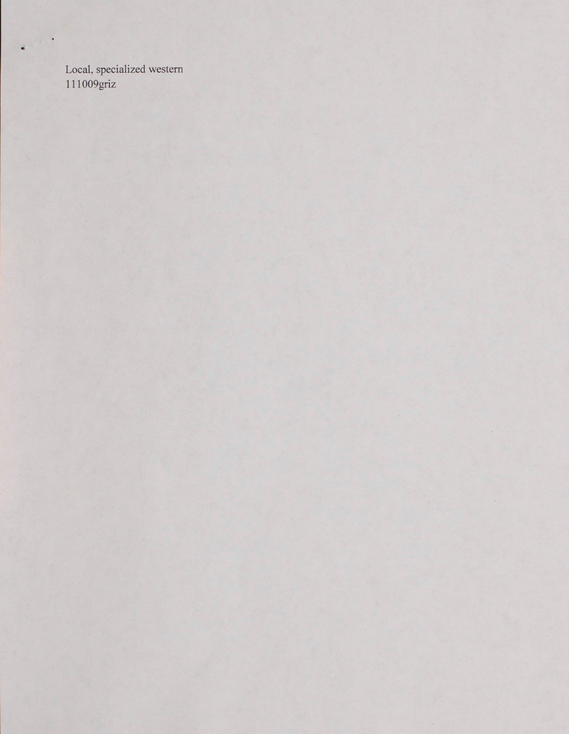Local, specialized western
111009griz